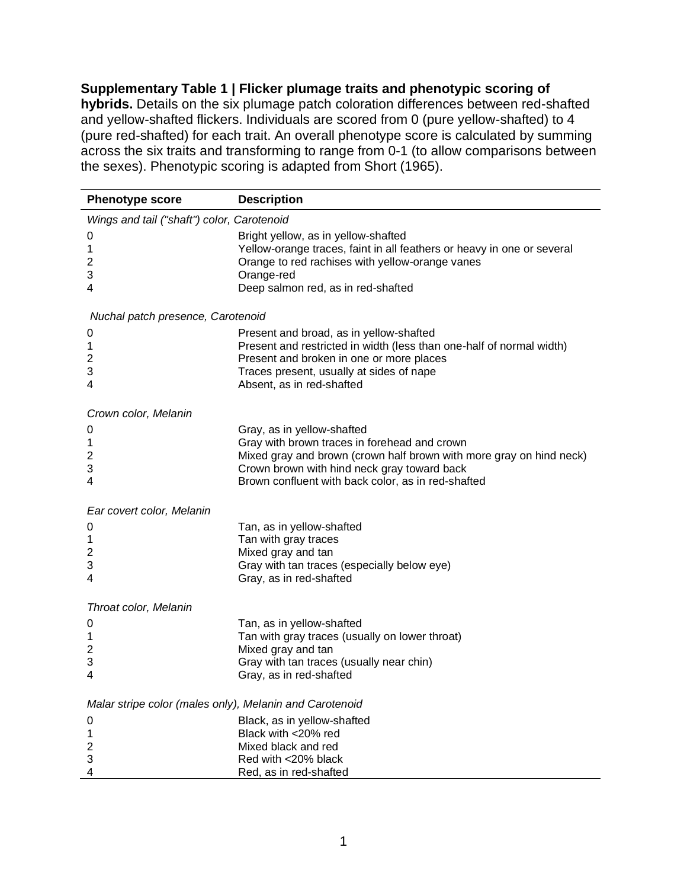**Supplementary Table 1 | Flicker plumage traits and phenotypic scoring of hybrids.** Details on the six plumage patch coloration differences between red-shafted and yellow-shafted flickers. Individuals are scored from 0 (pure yellow-shafted) to 4 (pure red-shafted) for each trait. An overall phenotype score is calculated by summing across the six traits and transforming to range from 0-1 (to allow comparisons between the sexes). Phenotypic scoring is adapted from Short (1965).

| Phenotype score | Description |
|---|---|
| *Wings and tail ("shaft") color, Carotenoid* | |
| 0 | Bright yellow, as in yellow-shafted |
| 1 | Yellow-orange traces, faint in all feathers or heavy in one or several |
| 2 | Orange to red rachises with yellow-orange vanes |
| 3 | Orange-red |
| 4 | Deep salmon red, as in red-shafted |
| *Nuchal patch presence, Carotenoid* | |
| 0 | Present and broad, as in yellow-shafted |
| 1 | Present and restricted in width (less than one-half of normal width) |
| 2 | Present and broken in one or more places |
| 3 | Traces present, usually at sides of nape |
| 4 | Absent, as in red-shafted |
| *Crown color, Melanin* | |
| 0 | Gray, as in yellow-shafted |
| 1 | Gray with brown traces in forehead and crown |
| 2 | Mixed gray and brown (crown half brown with more gray on hind neck) |
| 3 | Crown brown with hind neck gray toward back |
| 4 | Brown confluent with back color, as in red-shafted |
| *Ear covert color, Melanin* | |
| 0 | Tan, as in yellow-shafted |
| 1 | Tan with gray traces |
| 2 | Mixed gray and tan |
| 3 | Gray with tan traces (especially below eye) |
| 4 | Gray, as in red-shafted |
| *Throat color, Melanin* | |
| 0 | Tan, as in yellow-shafted |
| 1 | Tan with gray traces (usually on lower throat) |
| 2 | Mixed gray and tan |
| 3 | Gray with tan traces (usually near chin) |
| 4 | Gray, as in red-shafted |
| *Malar stripe color (males only), Melanin and Carotenoid* | |
| 0 | Black, as in yellow-shafted |
| 1 | Black with <20% red |
| 2 | Mixed black and red |
| 3 | Red with <20% black |
| 4 | Red, as in red-shafted |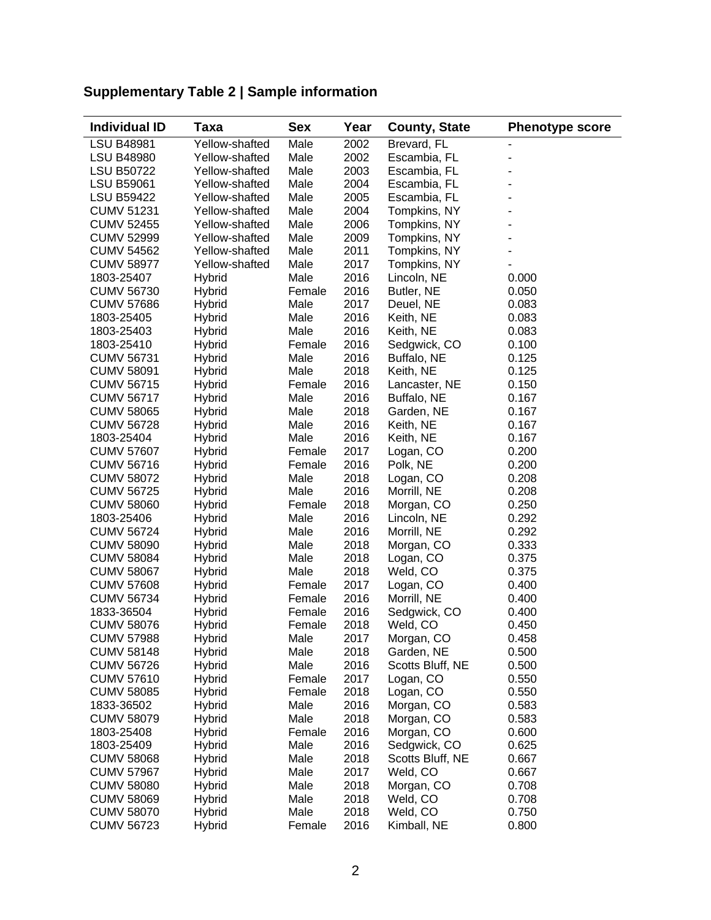**Supplementary Table 2 | Sample information**

| Individual ID | Taxa | Sex | Year | County, State | Phenotype score |
|---|---|---|---|---|---|
| LSU B48981 | Yellow-shafted | Male | 2002 | Brevard, FL | - |
| LSU B48980 | Yellow-shafted | Male | 2002 | Escambia, FL | - |
| LSU B50722 | Yellow-shafted | Male | 2003 | Escambia, FL | - |
| LSU B59061 | Yellow-shafted | Male | 2004 | Escambia, FL | - |
| LSU B59422 | Yellow-shafted | Male | 2005 | Escambia, FL | - |
| CUMV 51231 | Yellow-shafted | Male | 2004 | Tompkins, NY | - |
| CUMV 52455 | Yellow-shafted | Male | 2006 | Tompkins, NY | - |
| CUMV 52999 | Yellow-shafted | Male | 2009 | Tompkins, NY | - |
| CUMV 54562 | Yellow-shafted | Male | 2011 | Tompkins, NY | - |
| CUMV 58977 | Yellow-shafted | Male | 2017 | Tompkins, NY | - |
| 1803-25407 | Hybrid | Male | 2016 | Lincoln, NE | 0.000 |
| CUMV 56730 | Hybrid | Female | 2016 | Butler, NE | 0.050 |
| CUMV 57686 | Hybrid | Male | 2017 | Deuel, NE | 0.083 |
| 1803-25405 | Hybrid | Male | 2016 | Keith, NE | 0.083 |
| 1803-25403 | Hybrid | Male | 2016 | Keith, NE | 0.083 |
| 1803-25410 | Hybrid | Female | 2016 | Sedgwick, CO | 0.100 |
| CUMV 56731 | Hybrid | Male | 2016 | Buffalo, NE | 0.125 |
| CUMV 58091 | Hybrid | Male | 2018 | Keith, NE | 0.125 |
| CUMV 56715 | Hybrid | Female | 2016 | Lancaster, NE | 0.150 |
| CUMV 56717 | Hybrid | Male | 2016 | Buffalo, NE | 0.167 |
| CUMV 58065 | Hybrid | Male | 2018 | Garden, NE | 0.167 |
| CUMV 56728 | Hybrid | Male | 2016 | Keith, NE | 0.167 |
| 1803-25404 | Hybrid | Male | 2016 | Keith, NE | 0.167 |
| CUMV 57607 | Hybrid | Female | 2017 | Logan, CO | 0.200 |
| CUMV 56716 | Hybrid | Female | 2016 | Polk, NE | 0.200 |
| CUMV 58072 | Hybrid | Male | 2018 | Logan, CO | 0.208 |
| CUMV 56725 | Hybrid | Male | 2016 | Morrill, NE | 0.208 |
| CUMV 58060 | Hybrid | Female | 2018 | Morgan, CO | 0.250 |
| 1803-25406 | Hybrid | Male | 2016 | Lincoln, NE | 0.292 |
| CUMV 56724 | Hybrid | Male | 2016 | Morrill, NE | 0.292 |
| CUMV 58090 | Hybrid | Male | 2018 | Morgan, CO | 0.333 |
| CUMV 58084 | Hybrid | Male | 2018 | Logan, CO | 0.375 |
| CUMV 58067 | Hybrid | Male | 2018 | Weld, CO | 0.375 |
| CUMV 57608 | Hybrid | Female | 2017 | Logan, CO | 0.400 |
| CUMV 56734 | Hybrid | Female | 2016 | Morrill, NE | 0.400 |
| 1833-36504 | Hybrid | Female | 2016 | Sedgwick, CO | 0.400 |
| CUMV 58076 | Hybrid | Female | 2018 | Weld, CO | 0.450 |
| CUMV 57988 | Hybrid | Male | 2017 | Morgan, CO | 0.458 |
| CUMV 58148 | Hybrid | Male | 2018 | Garden, NE | 0.500 |
| CUMV 56726 | Hybrid | Male | 2016 | Scotts Bluff, NE | 0.500 |
| CUMV 57610 | Hybrid | Female | 2017 | Logan, CO | 0.550 |
| CUMV 58085 | Hybrid | Female | 2018 | Logan, CO | 0.550 |
| 1833-36502 | Hybrid | Male | 2016 | Morgan, CO | 0.583 |
| CUMV 58079 | Hybrid | Male | 2018 | Morgan, CO | 0.583 |
| 1803-25408 | Hybrid | Female | 2016 | Morgan, CO | 0.600 |
| 1803-25409 | Hybrid | Male | 2016 | Sedgwick, CO | 0.625 |
| CUMV 58068 | Hybrid | Male | 2018 | Scotts Bluff, NE | 0.667 |
| CUMV 57967 | Hybrid | Male | 2017 | Weld, CO | 0.667 |
| CUMV 58080 | Hybrid | Male | 2018 | Morgan, CO | 0.708 |
| CUMV 58069 | Hybrid | Male | 2018 | Weld, CO | 0.708 |
| CUMV 58070 | Hybrid | Male | 2018 | Weld, CO | 0.750 |
| CUMV 56723 | Hybrid | Female | 2016 | Kimball, NE | 0.800 |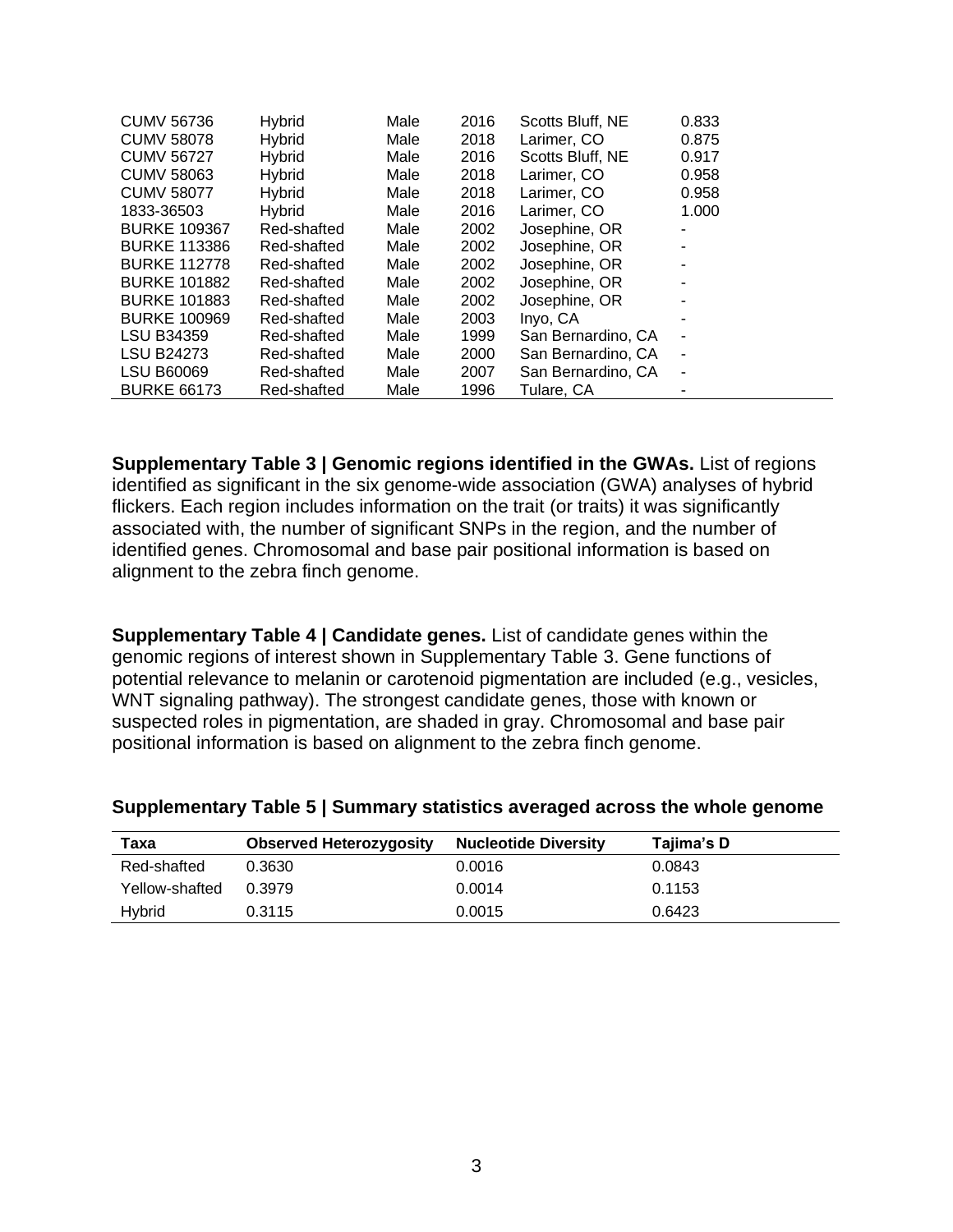| | | | | | |
|---|---|---|---|---|---|
| CUMV 56736 | Hybrid | Male | 2016 | Scotts Bluff, NE | 0.833 |
| CUMV 58078 | Hybrid | Male | 2018 | Larimer, CO | 0.875 |
| CUMV 56727 | Hybrid | Male | 2016 | Scotts Bluff, NE | 0.917 |
| CUMV 58063 | Hybrid | Male | 2018 | Larimer, CO | 0.958 |
| CUMV 58077 | Hybrid | Male | 2018 | Larimer, CO | 0.958 |
| 1833-36503 | Hybrid | Male | 2016 | Larimer, CO | 1.000 |
| BURKE 109367 | Red-shafted | Male | 2002 | Josephine, OR | - |
| BURKE 113386 | Red-shafted | Male | 2002 | Josephine, OR | - |
| BURKE 112778 | Red-shafted | Male | 2002 | Josephine, OR | - |
| BURKE 101882 | Red-shafted | Male | 2002 | Josephine, OR | - |
| BURKE 101883 | Red-shafted | Male | 2002 | Josephine, OR | - |
| BURKE 100969 | Red-shafted | Male | 2003 | Inyo, CA | - |
| LSU B34359 | Red-shafted | Male | 1999 | San Bernardino, CA | - |
| LSU B24273 | Red-shafted | Male | 2000 | San Bernardino, CA | - |
| LSU B60069 | Red-shafted | Male | 2007 | San Bernardino, CA | - |
| BURKE 66173 | Red-shafted | Male | 1996 | Tulare, CA | - |

**Supplementary Table 3 | Genomic regions identified in the GWAs.** List of regions identified as significant in the six genome-wide association (GWA) analyses of hybrid flickers. Each region includes information on the trait (or traits) it was significantly associated with, the number of significant SNPs in the region, and the number of identified genes. Chromosomal and base pair positional information is based on alignment to the zebra finch genome.

**Supplementary Table 4 | Candidate genes.** List of candidate genes within the genomic regions of interest shown in Supplementary Table 3. Gene functions of potential relevance to melanin or carotenoid pigmentation are included (e.g., vesicles, WNT signaling pathway). The strongest candidate genes, those with known or suspected roles in pigmentation, are shaded in gray. Chromosomal and base pair positional information is based on alignment to the zebra finch genome.

**Supplementary Table 5 | Summary statistics averaged across the whole genome**

| Taxa | Observed Heterozygosity | Nucleotide Diversity | Tajima's D |
|---|---|---|---|
| Red-shafted | 0.3630 | 0.0016 | 0.0843 |
| Yellow-shafted | 0.3979 | 0.0014 | 0.1153 |
| Hybrid | 0.3115 | 0.0015 | 0.6423 |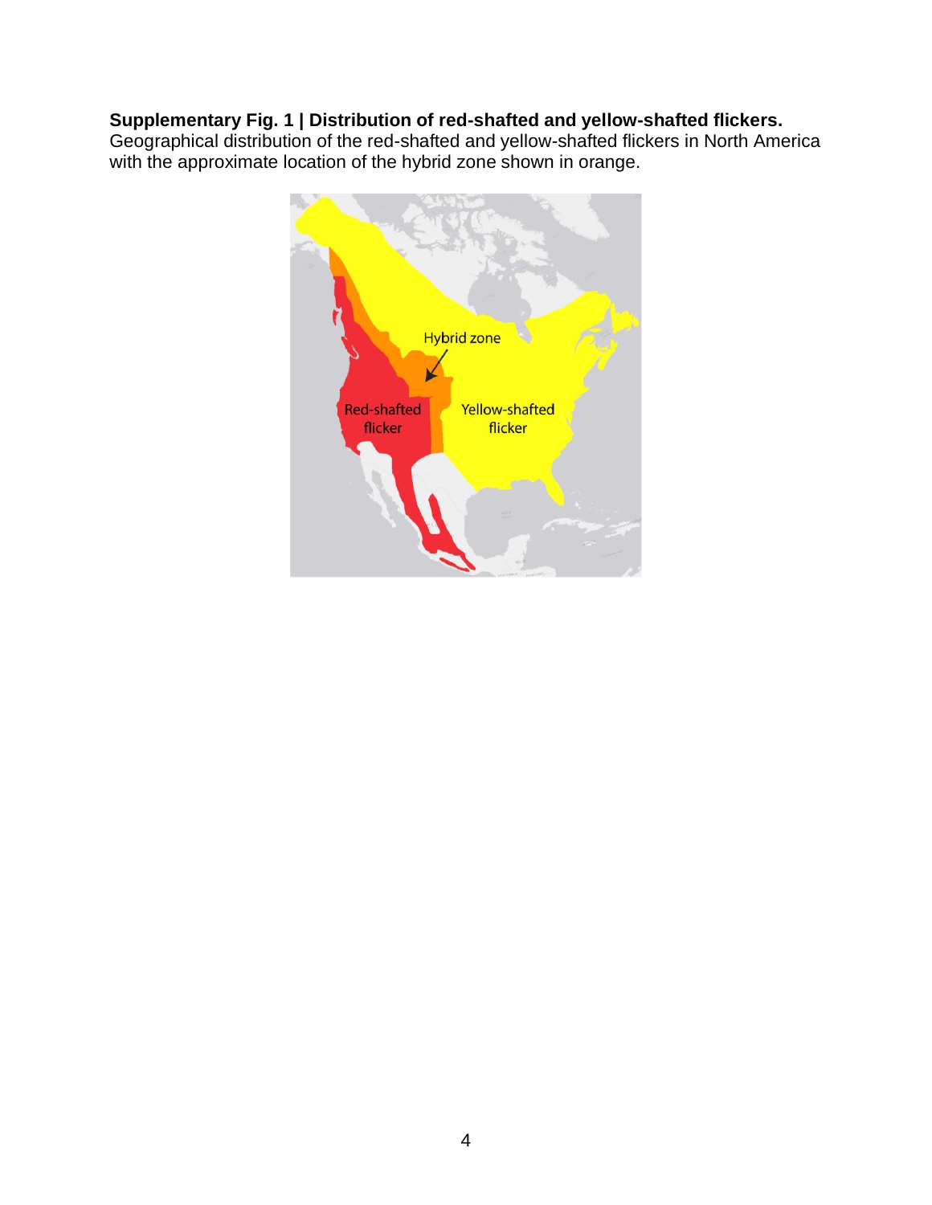**Supplementary Fig. 1 | Distribution of red-shafted and yellow-shafted flickers.** Geographical distribution of the red-shafted and yellow-shafted flickers in North America with the approximate location of the hybrid zone shown in orange.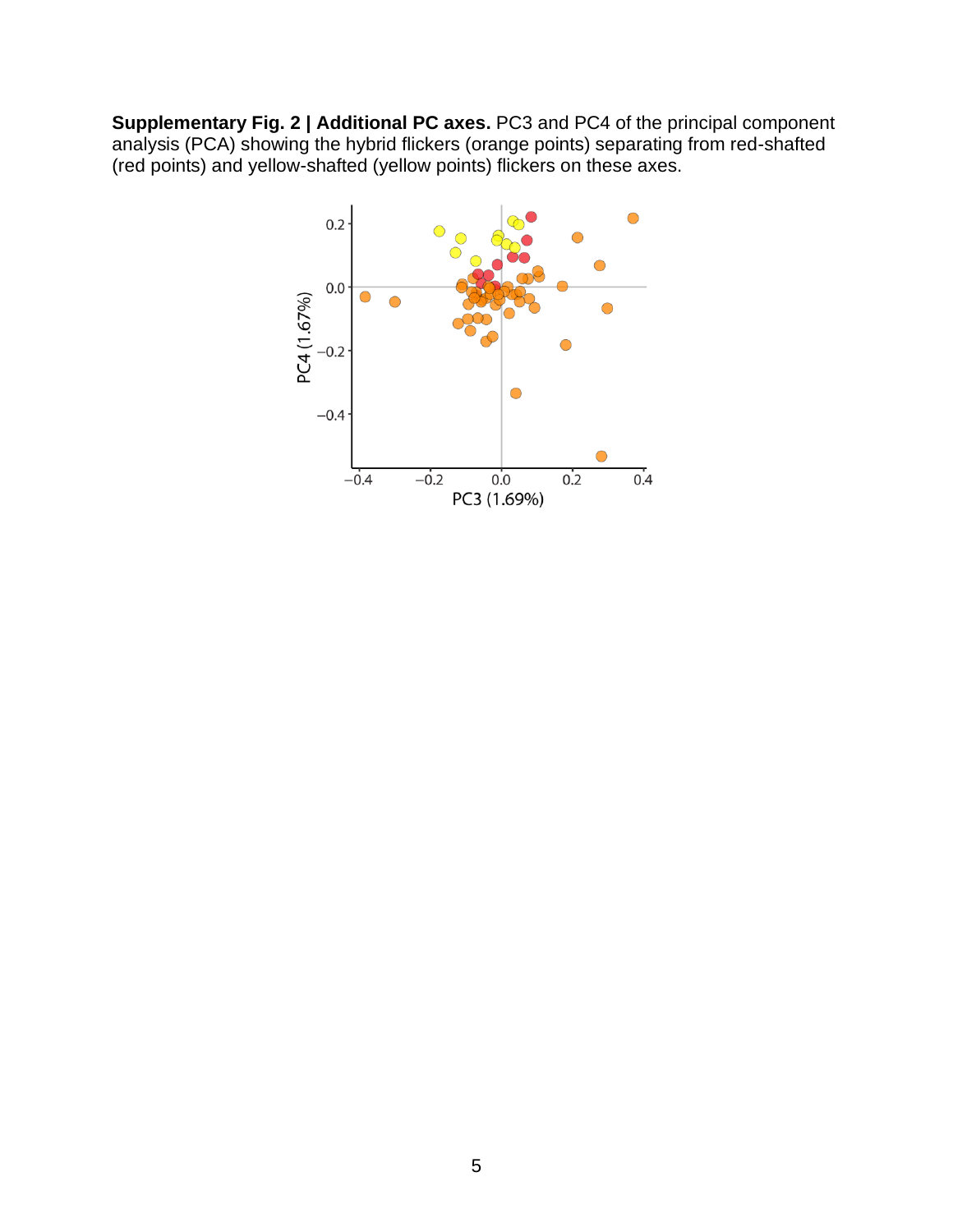**Supplementary Fig. 2 | Additional PC axes.** PC3 and PC4 of the principal component analysis (PCA) showing the hybrid flickers (orange points) separating from red-shafted (red points) and yellow-shafted (yellow points) flickers on these axes.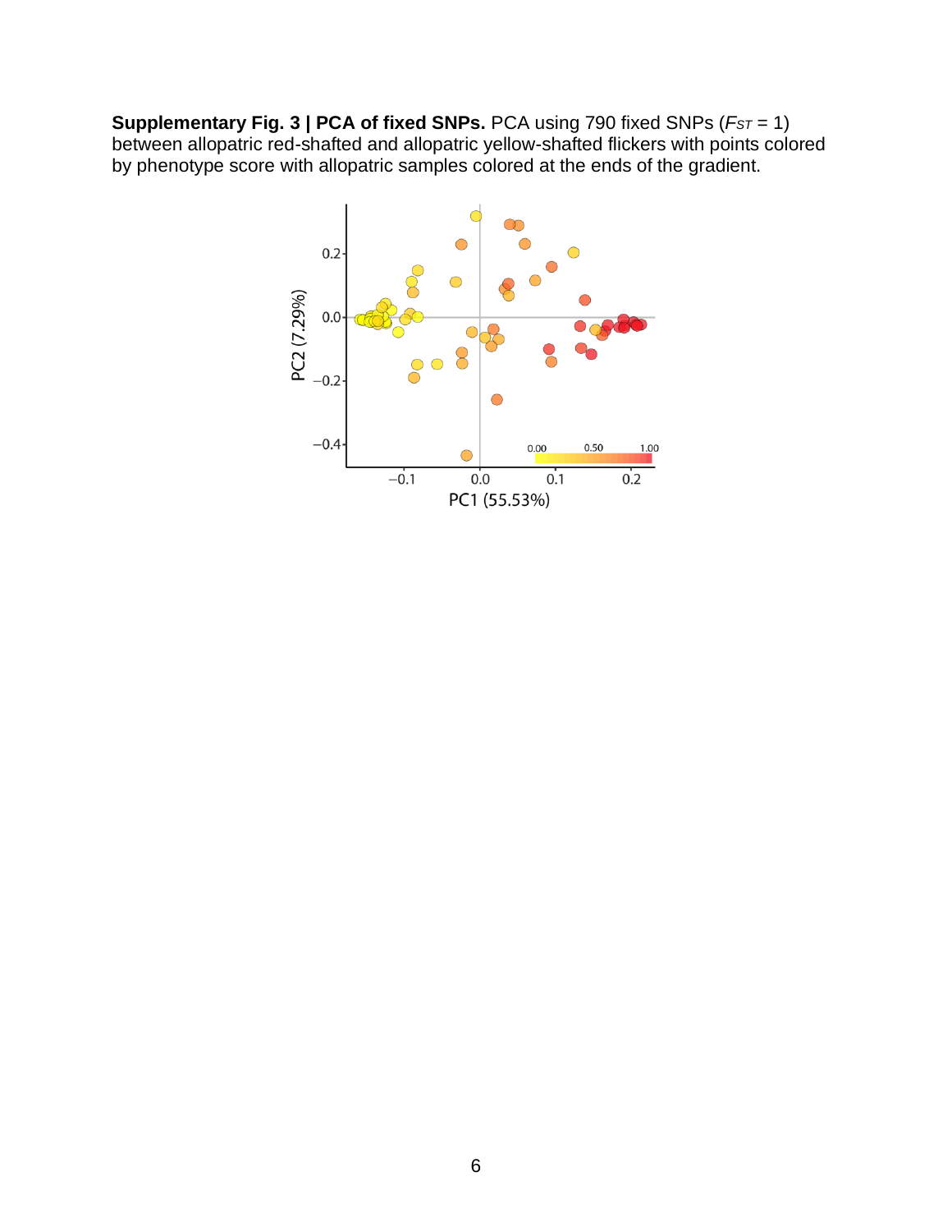**Supplementary Fig. 3 | PCA of fixed SNPs.** PCA using 790 fixed SNPs ($F_{ST}$ = 1) between allopatric red-shafted and allopatric yellow-shafted flickers with points colored by phenotype score with allopatric samples colored at the ends of the gradient.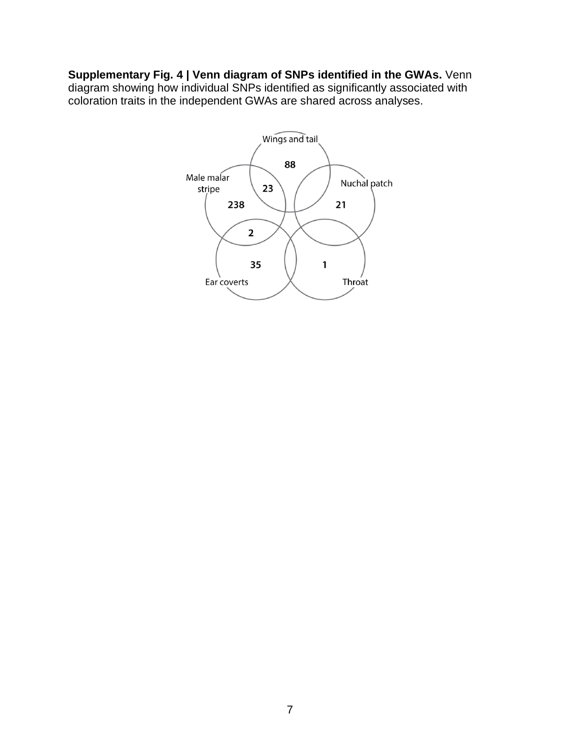**Supplementary Fig. 4 | Venn diagram of SNPs identified in the GWAs.** Venn diagram showing how individual SNPs identified as significantly associated with coloration traits in the independent GWAs are shared across analyses.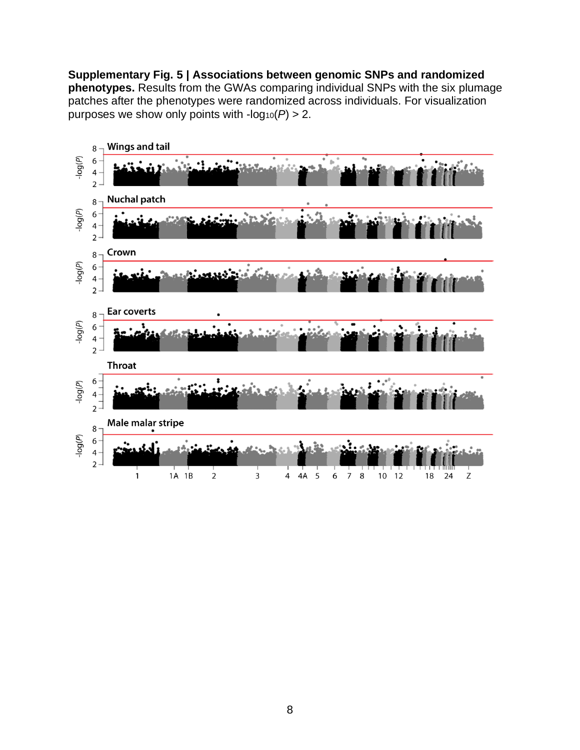**Supplementary Fig. 5 | Associations between genomic SNPs and randomized phenotypes.** Results from the GWAs comparing individual SNPs with the six plumage patches after the phenotypes were randomized across individuals. For visualization purposes we show only points with $-\log_{10}(P) > 2$.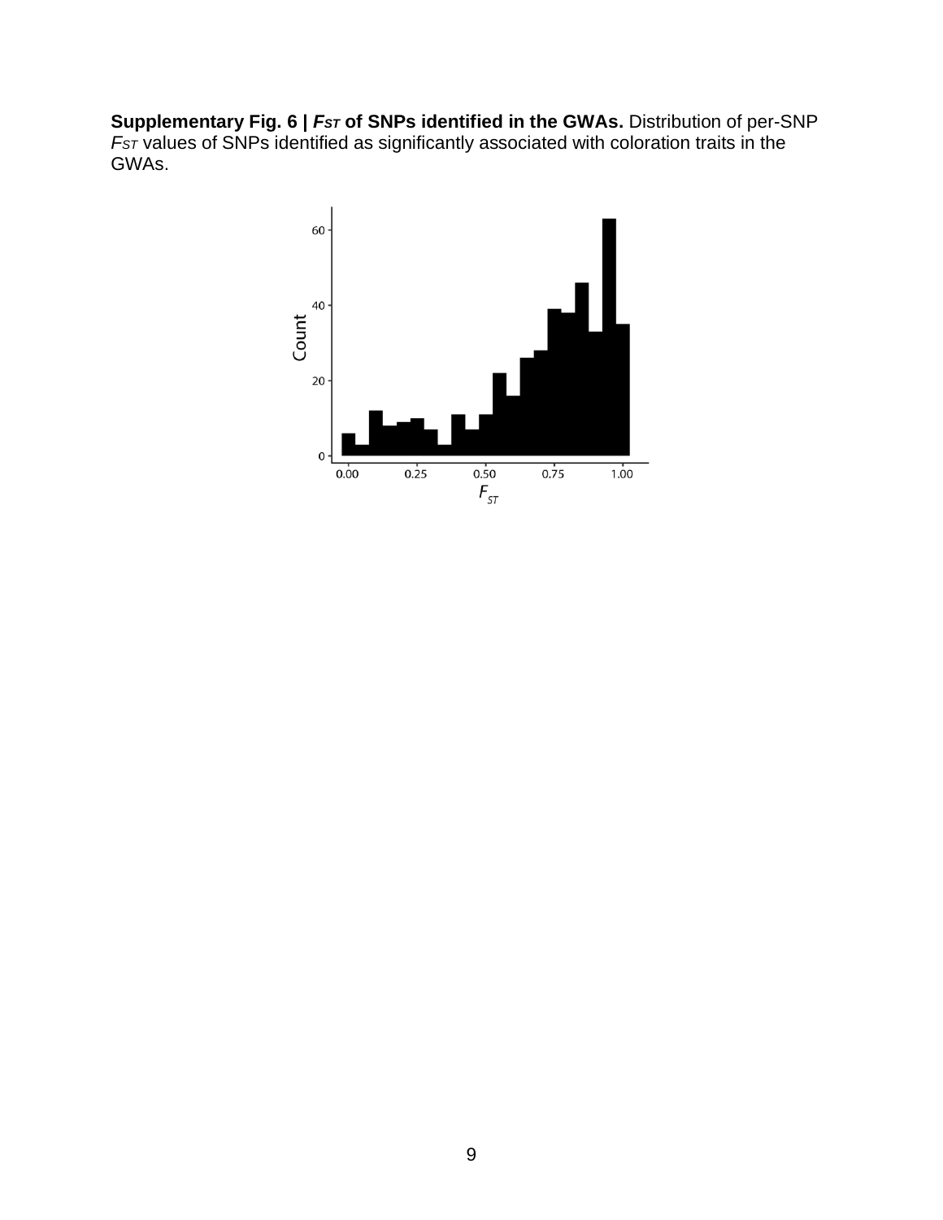**Supplementary Fig. 6 | $F_{ST}$ of SNPs identified in the GWAs.** Distribution of per-SNP $F_{ST}$ values of SNPs identified as significantly associated with coloration traits in the GWAs.

Count

60

40

20

0

0.00

0.25

0.50

0.75

1.00

$F_{ST}$